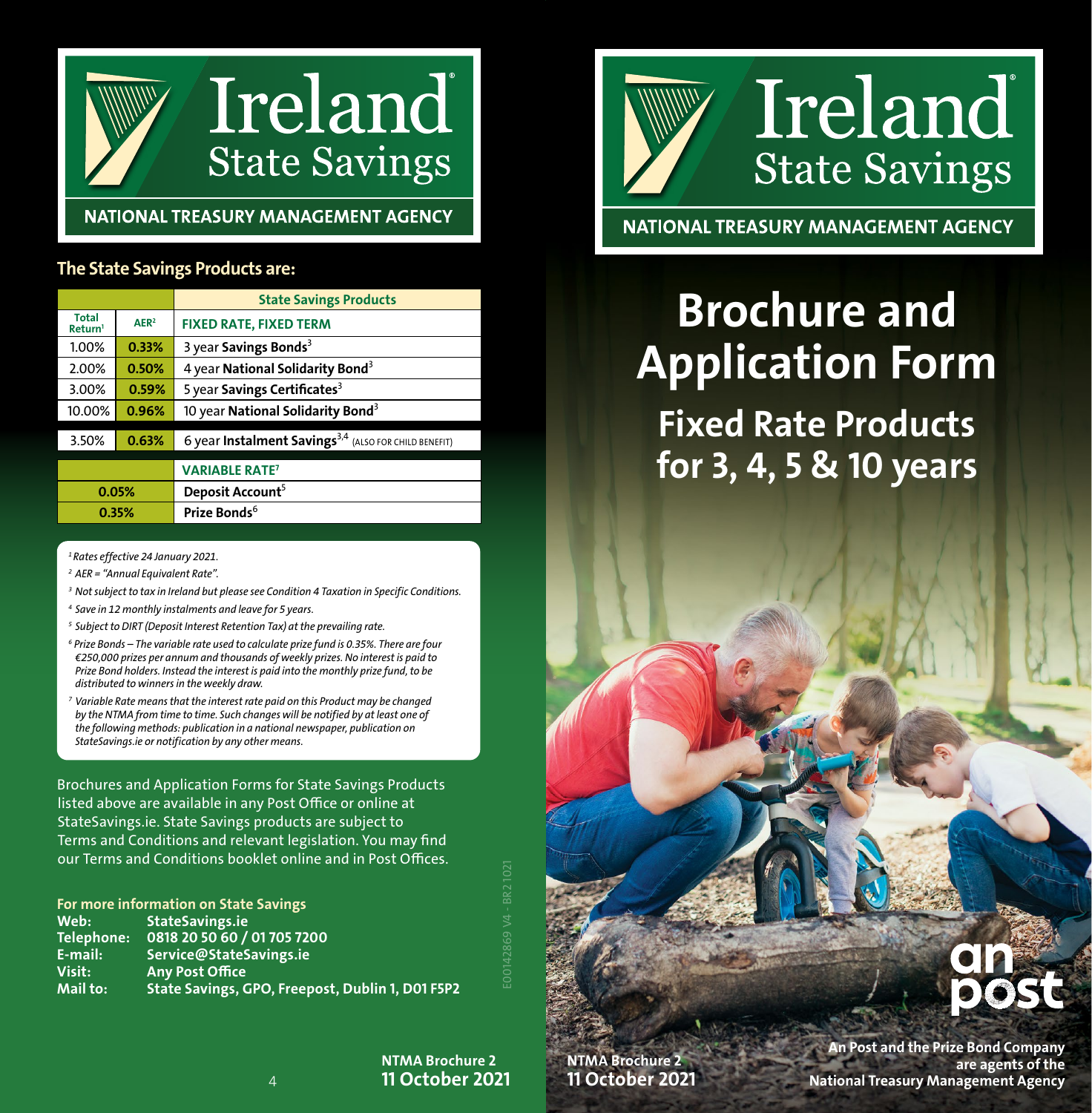# Ireland State Savings

NATIONAL TREASURY MANAGEMENT AGENCY

## The State Savings Products are:

| Total Return[1] | AER[2] | State Savings Products |
|---|---|---|
| | | FIXED RATE, FIXED TERM |
| 1.00% | 0.33% | 3 year **Savings Bonds**[3] |
| 2.00% | 0.50% | 4 year **National Solidarity Bond**[3] |
| 3.00% | 0.59% | 5 year **Savings Certificates**[3] |
| 10.00% | 0.96% | 10 year **National Solidarity Bond**[3] |
| 3.50% | 0.63% | 6 year **Instalment Savings**[3,4] (ALSO FOR CHILD BENEFIT) |
| | | VARIABLE RATE[7] |
| 0.05% | | **Deposit Account**[5] |
| 0.35% | | **Prize Bonds**[6] |

*[1] Rates effective 24 January 2021.*

*[2] AER = "Annual Equivalent Rate".*

*[3] Not subject to tax in Ireland but please see Condition 4 Taxation in Specific Conditions.*

*[4] Save in 12 monthly instalments and leave for 5 years.*

*[5] Subject to DIRT (Deposit Interest Retention Tax) at the prevailing rate.*

*[6] Prize Bonds – The variable rate used to calculate prize fund is 0.35%. There are four €250,000 prizes per annum and thousands of weekly prizes. No interest is paid to Prize Bond holders. Instead the interest is paid into the monthly prize fund, to be distributed to winners in the weekly draw.*

*[7] Variable Rate means that the interest rate paid on this Product may be changed by the NTMA from time to time. Such changes will be notified by at least one of the following methods: publication in a national newspaper, publication on StateSavings.ie or notification by any other means.*

Brochures and Application Forms for State Savings Products listed above are available in any Post Office or online at StateSavings.ie. State Savings products are subject to Terms and Conditions and relevant legislation. You may find our Terms and Conditions booklet online and in Post Offices.

**For more information on State Savings**

**Web:** StateSavings.ie
**Telephone:** 0818 20 50 60 / 01 705 7200
**E-mail:** Service@StateSavings.ie
**Visit:** Any Post Office
**Mail to:** State Savings, GPO, Freepost, Dublin 1, D01 F5P2

E00142869 V4 - BR2 1021

**NTMA Brochure 2**
**11 October 2021**

# Ireland State Savings

NATIONAL TREASURY MANAGEMENT AGENCY

# Brochure and Application Form

## Fixed Rate Products for 3, 4, 5 & 10 years

an post

**NTMA Brochure 2**
**11 October 2021**

**An Post and the Prize Bond Company are agents of the National Treasury Management Agency**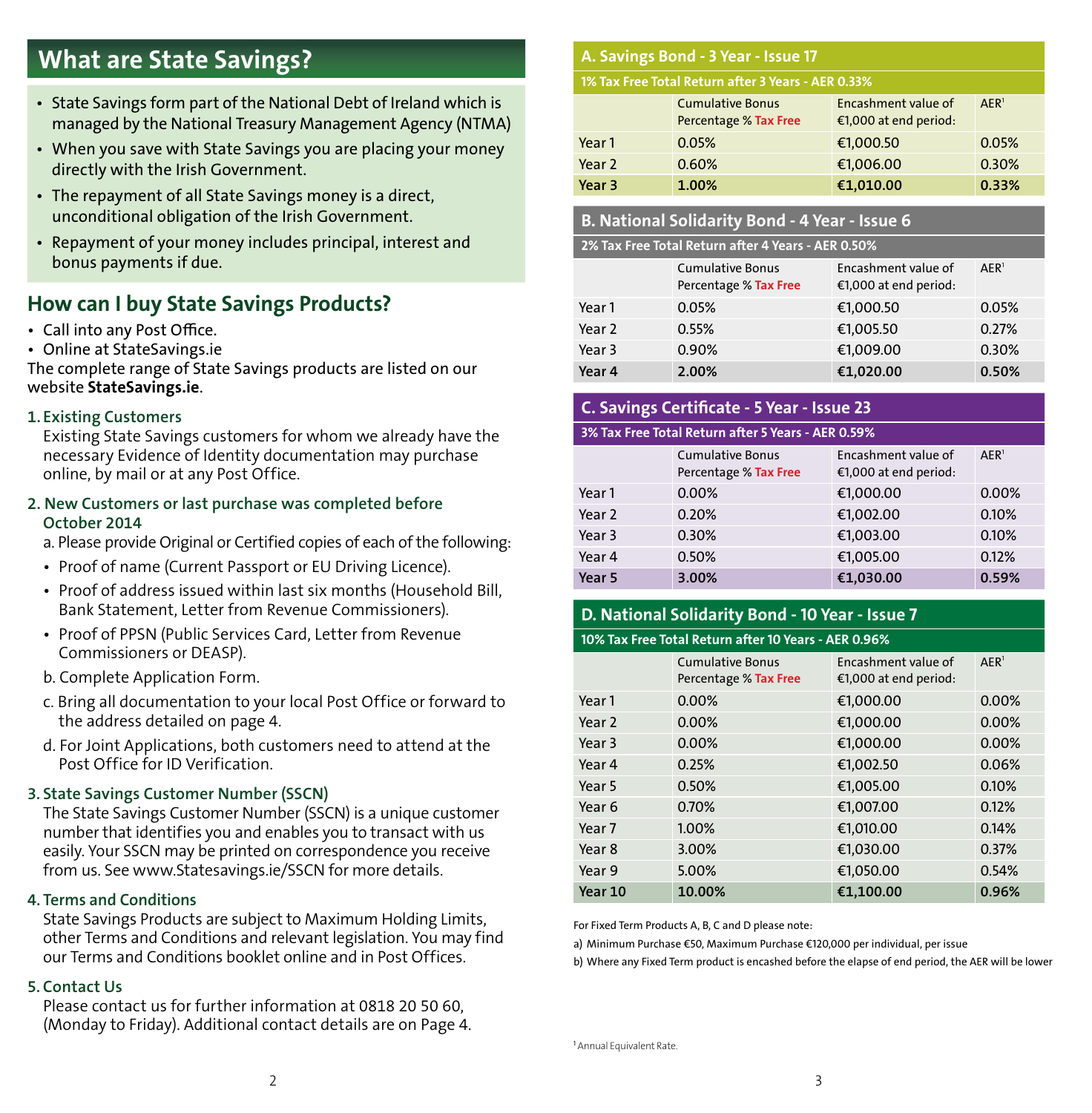## What are State Savings?

- State Savings form part of the National Debt of Ireland which is managed by the National Treasury Management Agency (NTMA)
- When you save with State Savings you are placing your money directly with the Irish Government.
- The repayment of all State Savings money is a direct, unconditional obligation of the Irish Government.
- Repayment of your money includes principal, interest and bonus payments if due.

## How can I buy State Savings Products?

- Call into any Post Office.
- Online at StateSavings.ie

The complete range of State Savings products are listed on our website **StateSavings.ie**.

### 1. Existing Customers

Existing State Savings customers for whom we already have the necessary Evidence of Identity documentation may purchase online, by mail or at any Post Office.

### 2. New Customers or last purchase was completed before October 2014

a. Please provide Original or Certified copies of each of the following:

- Proof of name (Current Passport or EU Driving Licence).
- Proof of address issued within last six months (Household Bill, Bank Statement, Letter from Revenue Commissioners).
- Proof of PPSN (Public Services Card, Letter from Revenue Commissioners or DEASP).

b. Complete Application Form.

c. Bring all documentation to your local Post Office or forward to the address detailed on page 4.

d. For Joint Applications, both customers need to attend at the Post Office for ID Verification.

### 3. State Savings Customer Number (SSCN)

The State Savings Customer Number (SSCN) is a unique customer number that identifies you and enables you to transact with us easily. Your SSCN may be printed on correspondence you receive from us. See www.Statesavings.ie/SSCN for more details.

### 4. Terms and Conditions

State Savings Products are subject to Maximum Holding Limits, other Terms and Conditions and relevant legislation. You may find our Terms and Conditions booklet online and in Post Offices.

### 5. Contact Us

Please contact us for further information at 0818 20 50 60, (Monday to Friday). Additional contact details are on Page 4.

## A. Savings Bond - 3 Year - Issue 17

**1% Tax Free Total Return after 3 Years - AER 0.33%**

| | Cumulative Bonus Percentage % Tax Free | Encashment value of €1,000 at end period: | AER[1] |
|---|---|---|---|
| Year 1 | 0.05% | €1,000.50 | 0.05% |
| Year 2 | 0.60% | €1,006.00 | 0.30% |
| **Year 3** | **1.00%** | **€1,010.00** | **0.33%** |

## B. National Solidarity Bond - 4 Year - Issue 6

**2% Tax Free Total Return after 4 Years - AER 0.50%**

| | Cumulative Bonus Percentage % Tax Free | Encashment value of €1,000 at end period: | AER[1] |
|---|---|---|---|
| Year 1 | 0.05% | €1,000.50 | 0.05% |
| Year 2 | 0.55% | €1,005.50 | 0.27% |
| Year 3 | 0.90% | €1,009.00 | 0.30% |
| **Year 4** | **2.00%** | **€1,020.00** | **0.50%** |

## C. Savings Certificate - 5 Year - Issue 23

**3% Tax Free Total Return after 5 Years - AER 0.59%**

| | Cumulative Bonus Percentage % Tax Free | Encashment value of €1,000 at end period: | AER[1] |
|---|---|---|---|
| Year 1 | 0.00% | €1,000.00 | 0.00% |
| Year 2 | 0.20% | €1,002.00 | 0.10% |
| Year 3 | 0.30% | €1,003.00 | 0.10% |
| Year 4 | 0.50% | €1,005.00 | 0.12% |
| **Year 5** | **3.00%** | **€1,030.00** | **0.59%** |

## D. National Solidarity Bond - 10 Year - Issue 7

**10% Tax Free Total Return after 10 Years - AER 0.96%**

| | Cumulative Bonus Percentage % Tax Free | Encashment value of €1,000 at end period: | AER[1] |
|---|---|---|---|
| Year 1 | 0.00% | €1,000.00 | 0.00% |
| Year 2 | 0.00% | €1,000.00 | 0.00% |
| Year 3 | 0.00% | €1,000.00 | 0.00% |
| Year 4 | 0.25% | €1,002.50 | 0.06% |
| Year 5 | 0.50% | €1,005.00 | 0.10% |
| Year 6 | 0.70% | €1,007.00 | 0.12% |
| Year 7 | 1.00% | €1,010.00 | 0.14% |
| Year 8 | 3.00% | €1,030.00 | 0.37% |
| Year 9 | 5.00% | €1,050.00 | 0.54% |
| **Year 10** | **10.00%** | **€1,100.00** | **0.96%** |

For Fixed Term Products A, B, C and D please note:

a) Minimum Purchase €50, Maximum Purchase €120,000 per individual, per issue

b) Where any Fixed Term product is encashed before the elapse of end period, the AER will be lower

[1] Annual Equivalent Rate.